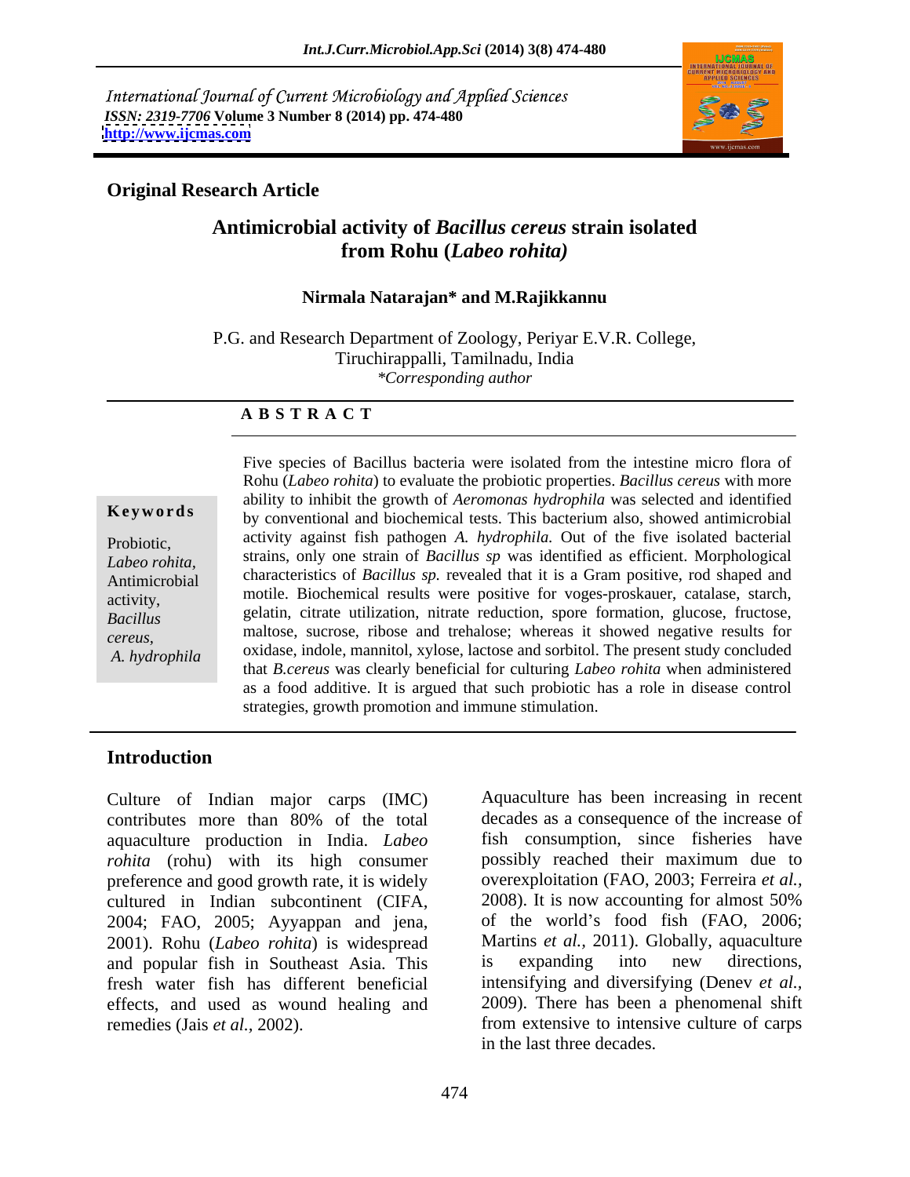International Journal of Current Microbiology and Applied Sciences
*ISSN: 2319-7706* **Volume 3 Number 8 (2014) pp. 474-480**
**http://www.ijcmas.com**

**Original Research Article**

# Antimicrobial activity of *Bacillus cereus* strain isolated from Rohu (*Labeo rohita)*

**Nirmala Natarajan\* and M.Rajikkannu**

P.G. and Research Department of Zoology, Periyar E.V.R. College, Tiruchirappalli, Tamilnadu, India
*\*Corresponding author*

**A B S T R A C T**

**Keywords**

Probiotic, *Labeo rohita,* Antimicrobial activity, *Bacillus cereus, A. hydrophila*

Five species of Bacillus bacteria were isolated from the intestine micro flora of Rohu (*Labeo rohita*) to evaluate the probiotic properties. *Bacillus cereus* with more ability to inhibit the growth of *Aeromonas hydrophila* was selected and identified by conventional and biochemical tests. This bacterium also, showed antimicrobial activity against fish pathogen *A. hydrophila.* Out of the five isolated bacterial strains, only one strain of *Bacillus sp* was identified as efficient. Morphological characteristics of *Bacillus sp.* revealed that it is a Gram positive, rod shaped and motile. Biochemical results were positive for voges-proskauer, catalase, starch, gelatin, citrate utilization, nitrate reduction, spore formation, glucose, fructose, maltose, sucrose, ribose and trehalose; whereas it showed negative results for oxidase, indole, mannitol, xylose, lactose and sorbitol. The present study concluded that *B.cereus* was clearly beneficial for culturing *Labeo rohita* when administered as a food additive. It is argued that such probiotic has a role in disease control strategies, growth promotion and immune stimulation.

## Introduction

Culture of Indian major carps (IMC) contributes more than 80% of the total aquaculture production in India. *Labeo rohita* (rohu) with its high consumer preference and good growth rate, it is widely cultured in Indian subcontinent (CIFA, 2004; FAO, 2005; Ayyappan and jena, 2001). Rohu (*Labeo rohita*) is widespread and popular fish in Southeast Asia. This fresh water fish has different beneficial effects, and used as wound healing and remedies (Jais *et al.,* 2002).

Aquaculture has been increasing in recent decades as a consequence of the increase of fish consumption, since fisheries have possibly reached their maximum due to overexploitation (FAO, 2003; Ferreira *et al.,* 2008). It is now accounting for almost 50% of the world's food fish (FAO, 2006; Martins *et al.,* 2011). Globally, aquaculture is expanding into new directions, intensifying and diversifying (Denev *et al.,* 2009). There has been a phenomenal shift from extensive to intensive culture of carps in the last three decades.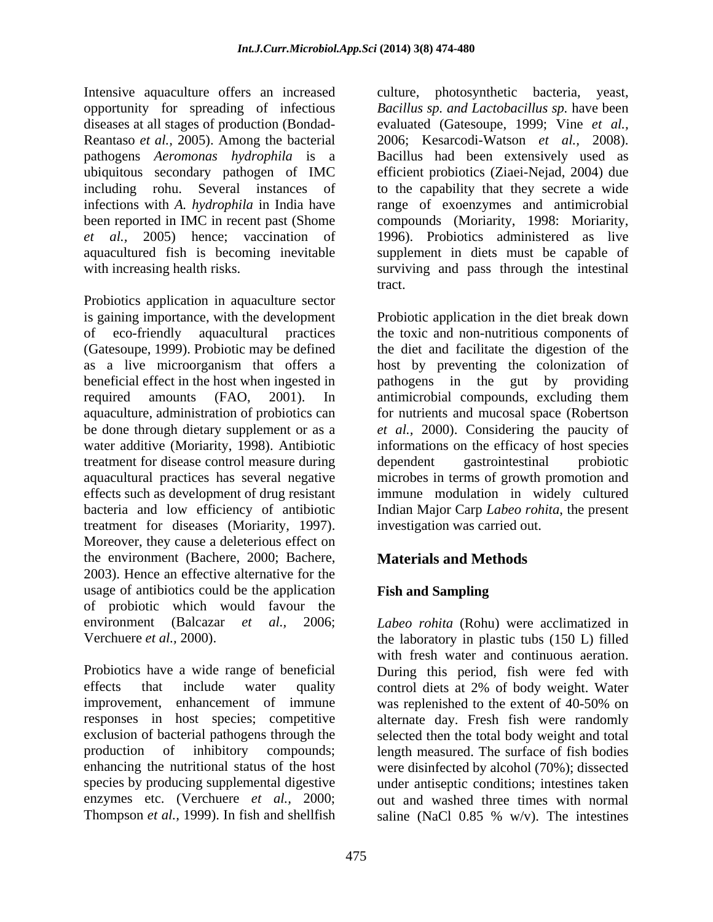Intensive aquaculture offers an increased opportunity for spreading of infectious diseases at all stages of production (Bondad-Reantaso *et al.,* 2005). Among the bacterial pathogens *Aeromonas hydrophila* is a ubiquitous secondary pathogen of IMC including rohu. Several instances of infections with *A. hydrophila* in India have been reported in IMC in recent past (Shome *et al.,* 2005) hence; vaccination of aquacultured fish is becoming inevitable with increasing health risks.

Probiotics application in aquaculture sector is gaining importance, with the development of eco-friendly aquacultural practices (Gatesoupe, 1999). Probiotic may be defined as a live microorganism that offers a beneficial effect in the host when ingested in required amounts (FAO, 2001). In aquaculture, administration of probiotics can be done through dietary supplement or as a water additive (Moriarity, 1998). Antibiotic treatment for disease control measure during aquacultural practices has several negative effects such as development of drug resistant bacteria and low efficiency of antibiotic treatment for diseases (Moriarity, 1997). Moreover, they cause a deleterious effect on the environment (Bachere, 2000; Bachere, 2003). Hence an effective alternative for the usage of antibiotics could be the application of probiotic which would favour the environment (Balcazar *et al.,* 2006; Verchuere *et al.,* 2000).

Probiotics have a wide range of beneficial effects that include water quality improvement, enhancement of immune responses in host species; competitive exclusion of bacterial pathogens through the production of inhibitory compounds; enhancing the nutritional status of the host species by producing supplemental digestive enzymes etc. (Verchuere *et al.,* 2000; Thompson *et al.,* 1999). In fish and shellfish culture, photosynthetic bacteria, yeast, *Bacillus sp. and Lactobacillus sp.* have been evaluated (Gatesoupe, 1999; Vine *et al.,* 2006; Kesarcodi-Watson *et al.,* 2008). Bacillus had been extensively used as efficient probiotics (Ziaei-Nejad, 2004) due to the capability that they secrete a wide range of exoenzymes and antimicrobial compounds (Moriarity, 1998: Moriarity, 1996). Probiotics administered as live supplement in diets must be capable of surviving and pass through the intestinal tract.

Probiotic application in the diet break down the toxic and non-nutritious components of the diet and facilitate the digestion of the host by preventing the colonization of pathogens in the gut by providing antimicrobial compounds, excluding them for nutrients and mucosal space (Robertson *et al.,* 2000). Considering the paucity of informations on the efficacy of host species dependent gastrointestinal probiotic microbes in terms of growth promotion and immune modulation in widely cultured Indian Major Carp *Labeo rohita*, the present investigation was carried out.

## Materials and Methods

### Fish and Sampling

*Labeo rohita* (Rohu) were acclimatized in the laboratory in plastic tubs (150 L) filled with fresh water and continuous aeration. During this period, fish were fed with control diets at 2% of body weight. Water was replenished to the extent of 40-50% on alternate day. Fresh fish were randomly selected then the total body weight and total length measured. The surface of fish bodies were disinfected by alcohol (70%); dissected under antiseptic conditions; intestines taken out and washed three times with normal saline (NaCl 0.85 % w/v). The intestines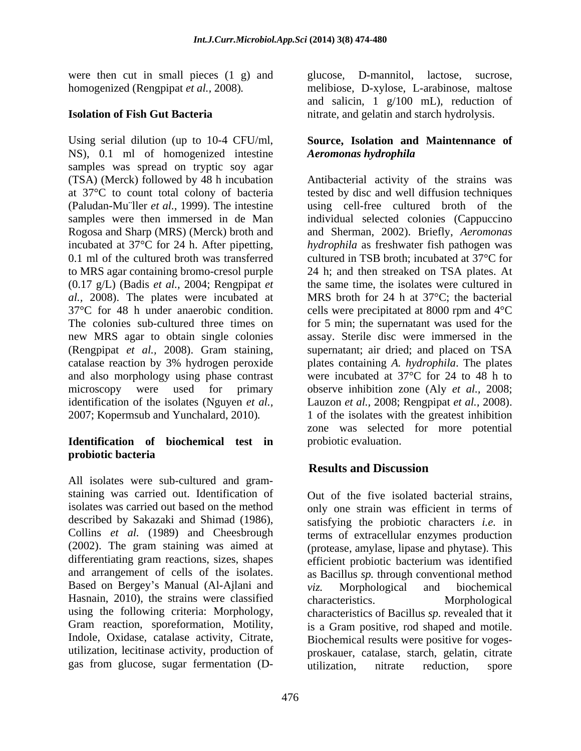were then cut in small pieces (1 g) and homogenized (Rengpipat *et al.,* 2008).

### Isolation of Fish Gut Bacteria

Using serial dilution (up to 10-4 CFU/ml, NS), 0.1 ml of homogenized intestine samples was spread on tryptic soy agar (TSA) (Merck) followed by 48 h incubation at 37°C to count total colony of bacteria (Paludan-Mu¨ller *et al.,* 1999). The intestine samples were then immersed in de Man Rogosa and Sharp (MRS) (Merck) broth and incubated at 37°C for 24 h. After pipetting, 0.1 ml of the cultured broth was transferred to MRS agar containing bromo-cresol purple (0.17 g/L) (Badis *et al.,* 2004; Rengpipat *et al.,* 2008). The plates were incubated at 37°C for 48 h under anaerobic condition. The colonies sub-cultured three times on new MRS agar to obtain single colonies (Rengpipat *et al.,* 2008). Gram staining, catalase reaction by 3% hydrogen peroxide and also morphology using phase contrast microscopy were used for primary identification of the isolates (Nguyen *et al.,* 2007; Kopermsub and Yunchalard, 2010).

### Identification of biochemical test in probiotic bacteria

All isolates were sub-cultured and gram-staining was carried out. Identification of isolates was carried out based on the method described by Sakazaki and Shimad (1986), Collins *et al.* (1989) and Cheesbrough (2002). The gram staining was aimed at differentiating gram reactions, sizes, shapes and arrangement of cells of the isolates. Based on Bergey's Manual (Al-Ajlani and Hasnain, 2010), the strains were classified using the following criteria: Morphology, Gram reaction, sporeformation, Motility, Indole, Oxidase, catalase activity, Citrate, utilization, lecitinase activity, production of gas from glucose, sugar fermentation (D-glucose, D-mannitol, lactose, sucrose, melibiose, D-xylose, L-arabinose, maltose and salicin, 1 g/100 mL), reduction of nitrate, and gelatin and starch hydrolysis.

### Source, Isolation and Maintennance of *Aeromonas hydrophila*

Antibacterial activity of the strains was tested by disc and well diffusion techniques using cell-free cultured broth of the individual selected colonies (Cappuccino and Sherman, 2002). Briefly, *Aeromonas hydrophila* as freshwater fish pathogen was cultured in TSB broth; incubated at 37°C for 24 h; and then streaked on TSA plates. At the same time, the isolates were cultured in MRS broth for 24 h at 37°C; the bacterial cells were precipitated at 8000 rpm and 4°C for 5 min; the supernatant was used for the assay. Sterile disc were immersed in the supernatant; air dried; and placed on TSA plates containing *A. hydrophila*. The plates were incubated at 37°C for 24 to 48 h to observe inhibition zone (Aly *et al.,* 2008; Lauzon *et al.,* 2008; Rengpipat *et al.,* 2008). 1 of the isolates with the greatest inhibition zone was selected for more potential probiotic evaluation.

## Results and Discussion

Out of the five isolated bacterial strains, only one strain was efficient in terms of satisfying the probiotic characters *i.e.* in terms of extracellular enzymes production (protease, amylase, lipase and phytase). This efficient probiotic bacterium was identified as Bacillus *sp.* through conventional method *viz.* Morphological and biochemical characteristics. Morphological characteristics of Bacillus *sp.* revealed that it is a Gram positive, rod shaped and motile. Biochemical results were positive for voges-proskauer, catalase, starch, gelatin, citrate utilization, nitrate reduction, spore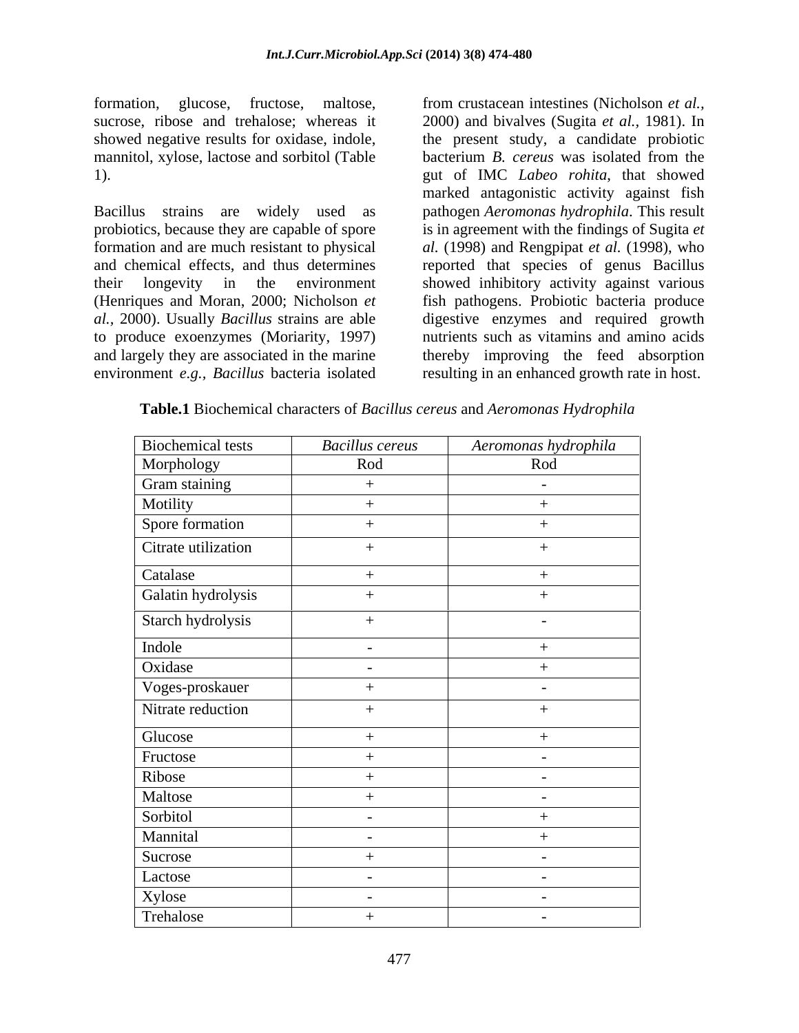formation, glucose, fructose, maltose, sucrose, ribose and trehalose; whereas it showed negative results for oxidase, indole, mannitol, xylose, lactose and sorbitol (Table 1).

Bacillus strains are widely used as probiotics, because they are capable of spore formation and are much resistant to physical and chemical effects, and thus determines their longevity in the environment (Henriques and Moran, 2000; Nicholson *et al.,* 2000). Usually *Bacillus* strains are able to produce exoenzymes (Moriarity, 1997) and largely they are associated in the marine environment *e.g., Bacillus* bacteria isolated from crustacean intestines (Nicholson *et al.,* 2000) and bivalves (Sugita *et al.,* 1981). In the present study, a candidate probiotic bacterium *B. cereus* was isolated from the gut of IMC *Labeo rohita*, that showed marked antagonistic activity against fish pathogen *Aeromonas hydrophila*. This result is in agreement with the findings of Sugita *et al.* (1998) and Rengpipat *et al.* (1998), who reported that species of genus Bacillus showed inhibitory activity against various fish pathogens. Probiotic bacteria produce digestive enzymes and required growth nutrients such as vitamins and amino acids thereby improving the feed absorption resulting in an enhanced growth rate in host.

**Table.1** Biochemical characters of *Bacillus cereus* and *Aeromonas Hydrophila*

| Biochemical tests | *Bacillus cereus* | *Aeromonas hydrophila* |
|---|---|---|
| Morphology | Rod | Rod |
| Gram staining | + | - |
| Motility | + | + |
| Spore formation | + | + |
| Citrate utilization | + | + |
| Catalase | + | + |
| Galatin hydrolysis | + | + |
| Starch hydrolysis | + | - |
| Indole | - | + |
| Oxidase | - | + |
| Voges-proskauer | + | - |
| Nitrate reduction | + | + |
| Glucose | + | + |
| Fructose | + | - |
| Ribose | + | - |
| Maltose | + | - |
| Sorbitol | - | + |
| Mannital | - | + |
| Sucrose | + | - |
| Lactose | - | - |
| Xylose | - | - |
| Trehalose | + | - |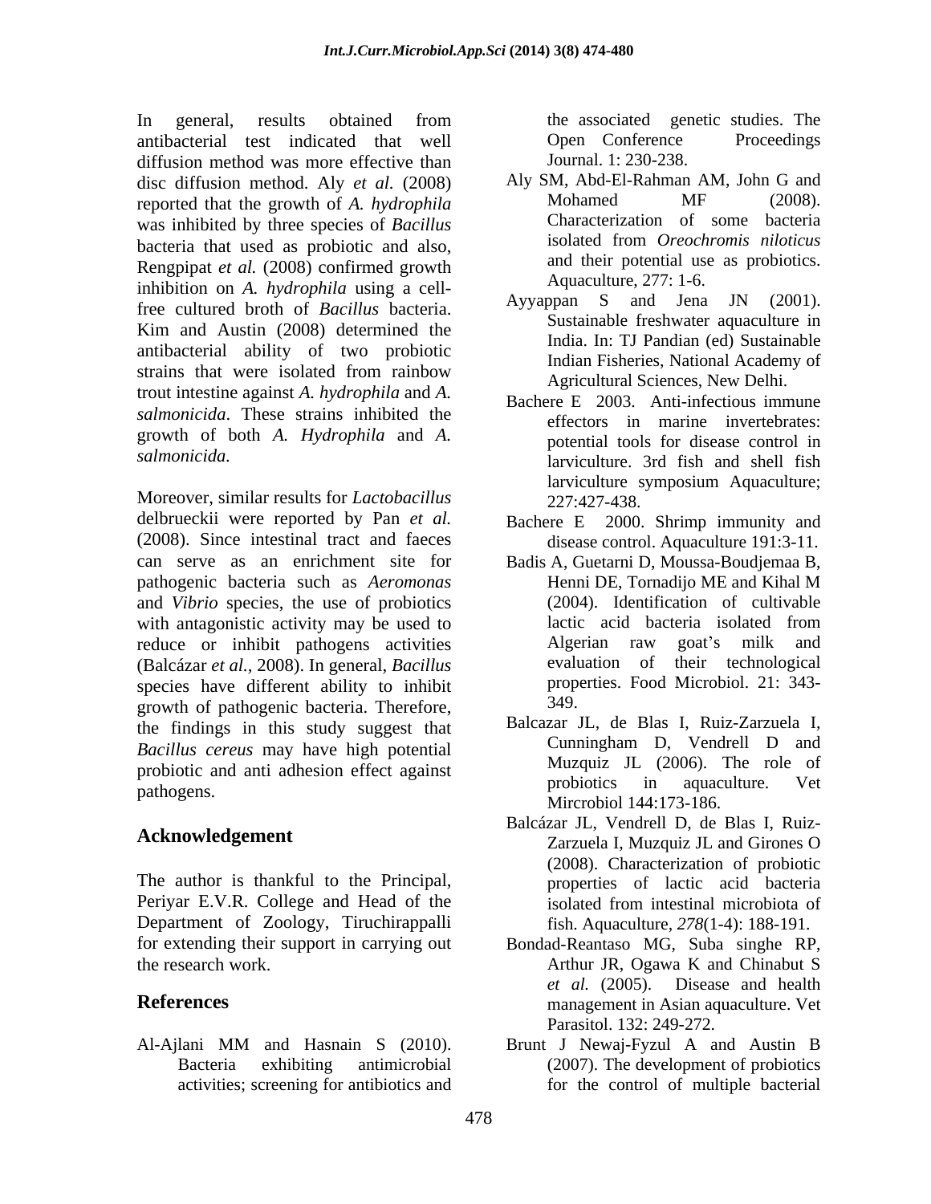In general, results obtained from antibacterial test indicated that well diffusion method was more effective than disc diffusion method. Aly *et al.* (2008) reported that the growth of *A. hydrophila* was inhibited by three species of *Bacillus* bacteria that used as probiotic and also, Rengpipat *et al.* (2008) confirmed growth inhibition on *A. hydrophila* using a cell-free cultured broth of *Bacillus* bacteria. Kim and Austin (2008) determined the antibacterial ability of two probiotic strains that were isolated from rainbow trout intestine against *A. hydrophila* and *A. salmonicida*. These strains inhibited the growth of both *A. Hydrophila* and *A. salmonicida.*

Moreover, similar results for *Lactobacillus* delbrueckii were reported by Pan *et al.* (2008). Since intestinal tract and faeces can serve as an enrichment site for pathogenic bacteria such as *Aeromonas* and *Vibrio* species, the use of probiotics with antagonistic activity may be used to reduce or inhibit pathogens activities (Balcázar *et al.,* 2008). In general, *Bacillus* species have different ability to inhibit growth of pathogenic bacteria. Therefore, the findings in this study suggest that *Bacillus cereus* may have high potential probiotic and anti adhesion effect against pathogens.

## Acknowledgement

The author is thankful to the Principal, Periyar E.V.R. College and Head of the Department of Zoology, Tiruchirappalli for extending their support in carrying out the research work.

## References

Al-Ajlani MM and Hasnain S (2010). Bacteria exhibiting antimicrobial activities; screening for antibiotics and the associated genetic studies. The Open Conference Proceedings Journal. 1: 230-238.

Aly SM, Abd-El-Rahman AM, John G and Mohamed MF (2008). Characterization of some bacteria isolated from *Oreochromis niloticus* and their potential use as probiotics. Aquaculture, 277: 1-6.

Ayyappan S and Jena JN (2001). Sustainable freshwater aquaculture in India. In: TJ Pandian (ed) Sustainable Indian Fisheries, National Academy of Agricultural Sciences, New Delhi.

Bachere E 2003. Anti-infectious immune effectors in marine invertebrates: potential tools for disease control in larviculture. 3rd fish and shell fish larviculture symposium Aquaculture; 227:427-438.

Bachere E 2000. Shrimp immunity and disease control. Aquaculture 191:3-11.

Badis A, Guetarni D, Moussa-Boudjemaa B, Henni DE, Tornadijo ME and Kihal M (2004). Identification of cultivable lactic acid bacteria isolated from Algerian raw goat's milk and evaluation of their technological properties. Food Microbiol. 21: 343-349.

Balcazar JL, de Blas I, Ruiz-Zarzuela I, Cunningham D, Vendrell D and Muzquiz JL (2006). The role of probiotics in aquaculture. Vet Mircrobiol 144:173-186.

Balcázar JL, Vendrell D, de Blas I, Ruiz-Zarzuela I, Muzquiz JL and Girones O (2008). Characterization of probiotic properties of lactic acid bacteria isolated from intestinal microbiota of fish. Aquaculture, *278*(1-4): 188-191.

Bondad-Reantaso MG, Suba singhe RP, Arthur JR, Ogawa K and Chinabut S *et al.* (2005). Disease and health management in Asian aquaculture. Vet Parasitol. 132: 249-272.

Brunt J Newaj-Fyzul A and Austin B (2007). The development of probiotics for the control of multiple bacterial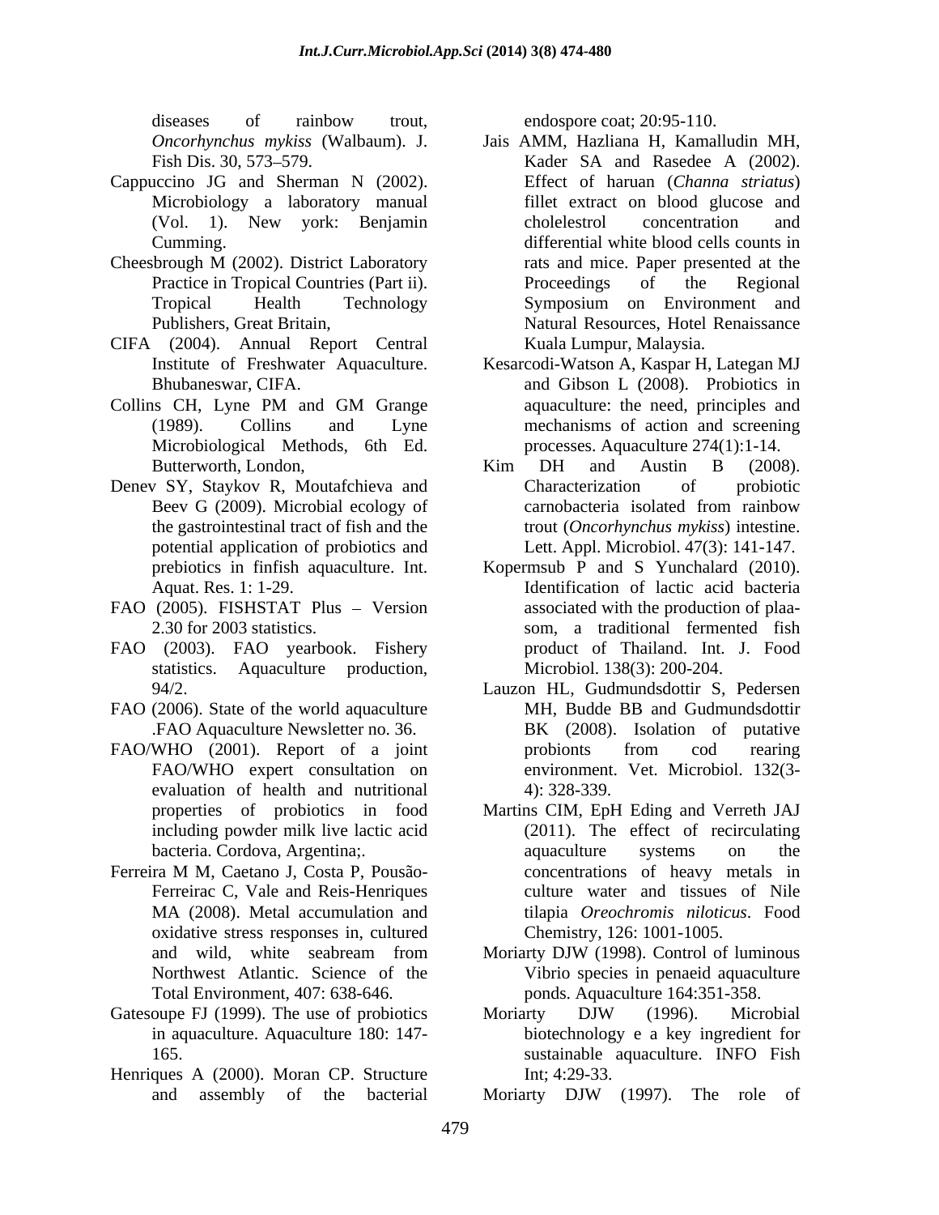diseases of rainbow trout, *Oncorhynchus mykiss* (Walbaum). J. Fish Dis. 30, 573–579.

Cappuccino JG and Sherman N (2002). Microbiology a laboratory manual (Vol. 1). New york: Benjamin Cumming.

Cheesbrough M (2002). District Laboratory Practice in Tropical Countries (Part ii). Tropical Health Technology Publishers, Great Britain,

CIFA (2004). Annual Report Central Institute of Freshwater Aquaculture. Bhubaneswar, CIFA.

Collins CH, Lyne PM and GM Grange (1989). Collins and Lyne Microbiological Methods, 6th Ed. Butterworth, London,

Denev SY, Staykov R, Moutafchieva and Beev G (2009). Microbial ecology of the gastrointestinal tract of fish and the potential application of probiotics and prebiotics in finfish aquaculture. Int. Aquat. Res. 1: 1-29.

FAO (2005). FISHSTAT Plus – Version 2.30 for 2003 statistics.

FAO (2003). FAO yearbook. Fishery statistics. Aquaculture production, 94/2.

FAO (2006). State of the world aquaculture .FAO Aquaculture Newsletter no. 36.

FAO/WHO (2001). Report of a joint FAO/WHO expert consultation on evaluation of health and nutritional properties of probiotics in food including powder milk live lactic acid bacteria. Cordova, Argentina;.

Ferreira M M, Caetano J, Costa P, Pousão-Ferreirac C, Vale and Reis-Henriques MA (2008). Metal accumulation and oxidative stress responses in, cultured and wild, white seabream from Northwest Atlantic. Science of the Total Environment, 407: 638-646.

Gatesoupe FJ (1999). The use of probiotics in aquaculture. Aquaculture 180: 147-165.

Henriques A (2000). Moran CP. Structure and assembly of the bacterial endospore coat; 20:95-110.

Jais AMM, Hazliana H, Kamalludin MH, Kader SA and Rasedee A (2002). Effect of haruan (*Channa striatus*) fillet extract on blood glucose and cholelestrol concentration and differential white blood cells counts in rats and mice. Paper presented at the Proceedings of the Regional Symposium on Environment and Natural Resources, Hotel Renaissance Kuala Lumpur, Malaysia.

Kesarcodi-Watson A, Kaspar H, Lategan MJ and Gibson L (2008). Probiotics in aquaculture: the need, principles and mechanisms of action and screening processes. Aquaculture 274(1):1-14.

Kim DH and Austin B (2008). Characterization of probiotic carnobacteria isolated from rainbow trout (*Oncorhynchus mykiss*) intestine. Lett. Appl. Microbiol. 47(3): 141-147.

Kopermsub P and S Yunchalard (2010). Identification of lactic acid bacteria associated with the production of plaa-som, a traditional fermented fish product of Thailand. Int. J. Food Microbiol. 138(3): 200-204.

Lauzon HL, Gudmundsdottir S, Pedersen MH, Budde BB and Gudmundsdottir BK (2008). Isolation of putative probionts from cod rearing environment. Vet. Microbiol. 132(3-4): 328-339.

Martins CIM, EpH Eding and Verreth JAJ (2011). The effect of recirculating aquaculture systems on the concentrations of heavy metals in culture water and tissues of Nile tilapia *Oreochromis niloticus*. Food Chemistry, 126: 1001-1005.

Moriarty DJW (1998). Control of luminous Vibrio species in penaeid aquaculture ponds. Aquaculture 164:351-358.

Moriarty DJW (1996). Microbial biotechnology e a key ingredient for sustainable aquaculture. INFO Fish Int; 4:29-33.

Moriarty DJW (1997). The role of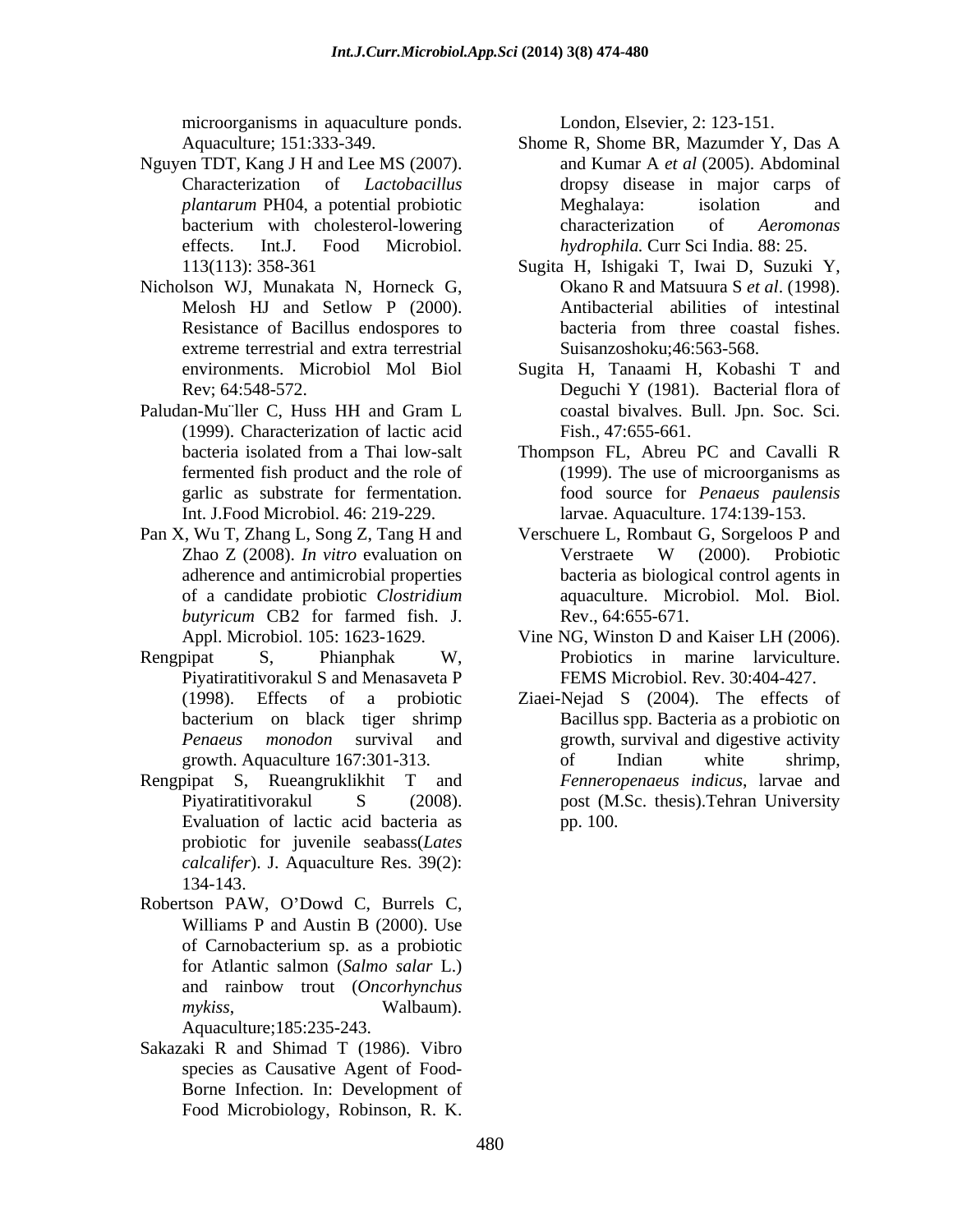microorganisms in aquaculture ponds. Aquaculture; 151:333-349.

Nguyen TDT, Kang J H and Lee MS (2007). Characterization of *Lactobacillus plantarum* PH04, a potential probiotic bacterium with cholesterol-lowering effects. Int.J. Food Microbiol. 113(113): 358-361

Nicholson WJ, Munakata N, Horneck G, Melosh HJ and Setlow P (2000). Resistance of Bacillus endospores to extreme terrestrial and extra terrestrial environments. Microbiol Mol Biol Rev; 64:548-572.

Paludan-Mu¨ller C, Huss HH and Gram L (1999). Characterization of lactic acid bacteria isolated from a Thai low-salt fermented fish product and the role of garlic as substrate for fermentation. Int. J.Food Microbiol. 46: 219-229.

Pan X, Wu T, Zhang L, Song Z, Tang H and Zhao Z (2008). *In vitro* evaluation on adherence and antimicrobial properties of a candidate probiotic *Clostridium butyricum* CB2 for farmed fish. J. Appl. Microbiol. 105: 1623-1629.

Rengpipat S, Phianphak W, Piyatiratitivorakul S and Menasaveta P (1998). Effects of a probiotic bacterium on black tiger shrimp *Penaeus monodon* survival and growth. Aquaculture 167:301-313.

Rengpipat S, Rueangruklikhit T and Piyatiratitivorakul S (2008). Evaluation of lactic acid bacteria as probiotic for juvenile seabass(*Lates calcalifer*). J. Aquaculture Res. 39(2): 134-143.

Robertson PAW, O'Dowd C, Burrels C, Williams P and Austin B (2000). Use of Carnobacterium sp. as a probiotic for Atlantic salmon (*Salmo salar* L.) and rainbow trout (*Oncorhynchus mykiss*, Walbaum). Aquaculture;185:235-243.

Sakazaki R and Shimad T (1986). Vibro species as Causative Agent of Food-Borne Infection. In: Development of Food Microbiology, Robinson, R. K. London, Elsevier, 2: 123-151.

Shome R, Shome BR, Mazumder Y, Das A and Kumar A *et al* (2005). Abdominal dropsy disease in major carps of Meghalaya: isolation and characterization of *Aeromonas hydrophila.* Curr Sci India. 88: 25.

Sugita H, Ishigaki T, Iwai D, Suzuki Y, Okano R and Matsuura S *et al*. (1998). Antibacterial abilities of intestinal bacteria from three coastal fishes. Suisanzoshoku;46:563-568.

Sugita H, Tanaami H, Kobashi T and Deguchi Y (1981). Bacterial flora of coastal bivalves. Bull. Jpn. Soc. Sci. Fish., 47:655-661.

Thompson FL, Abreu PC and Cavalli R (1999). The use of microorganisms as food source for *Penaeus paulensis* larvae. Aquaculture. 174:139-153.

Verschuere L, Rombaut G, Sorgeloos P and Verstraete W (2000). Probiotic bacteria as biological control agents in aquaculture. Microbiol. Mol. Biol. Rev., 64:655-671.

Vine NG, Winston D and Kaiser LH (2006). Probiotics in marine larviculture. FEMS Microbiol. Rev. 30:404-427.

Ziaei-Nejad S (2004). The effects of Bacillus spp. Bacteria as a probiotic on growth, survival and digestive activity of Indian white shrimp, *Fenneropenaeus indicus*, larvae and post (M.Sc. thesis).Tehran University pp. 100.